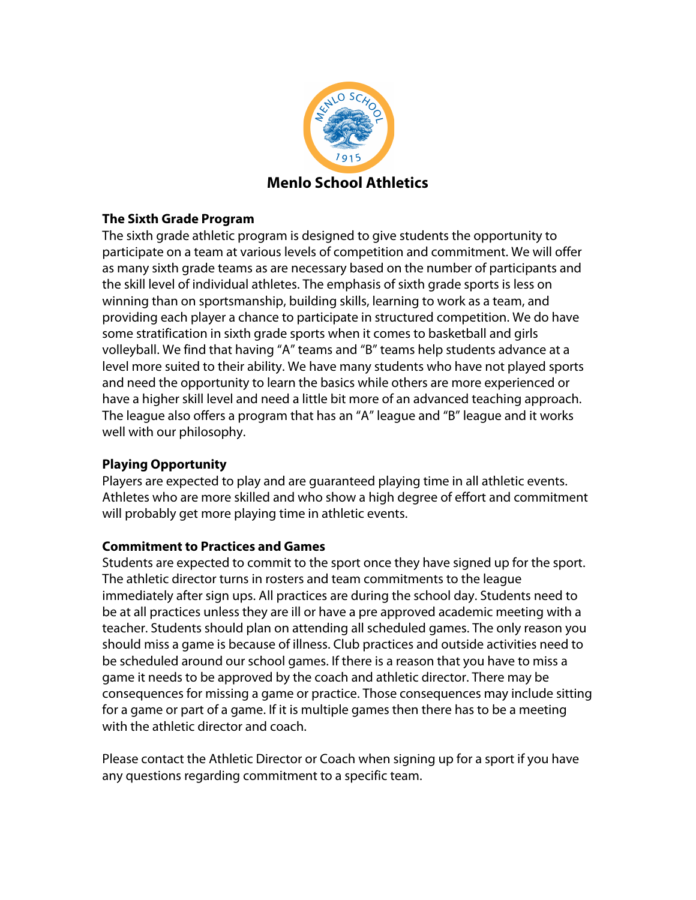# Menlo School Athletics

### The Sixth Grade Program

The sixth grade athletic program is designed to give students the opportunity to participate on a team at various levels of competition and commitment. We will offer as many sixth grade teams as are necessary based on the number of participants and the skill level of individual athletes. The emphasis of sixth grade sports is less on winning than on sportsmanship, building skills, learning to work as a team, and providing each player a chance to participate in structured competition. We do have some stratification in sixth grade sports when it comes to basketball and girls volleyball. We find that having "A" teams and "B" teams help students advance at a level more suited to their ability. We have many students who have not played sports and need the opportunity to learn the basics while others are more experienced or have a higher skill level and need a little bit more of an advanced teaching approach. The league also offers a program that has an "A" league and "B" league and it works well with our philosophy.

### Playing Opportunity

Players are expected to play and are guaranteed playing time in all athletic events. Athletes who are more skilled and who show a high degree of effort and commitment will probably get more playing time in athletic events.

### Commitment to Practices and Games

Students are expected to commit to the sport once they have signed up for the sport. The athletic director turns in rosters and team commitments to the league immediately after sign ups. All practices are during the school day. Students need to be at all practices unless they are ill or have a pre approved academic meeting with a teacher. Students should plan on attending all scheduled games. The only reason you should miss a game is because of illness. Club practices and outside activities need to be scheduled around our school games. If there is a reason that you have to miss a game it needs to be approved by the coach and athletic director. There may be consequences for missing a game or practice. Those consequences may include sitting for a game or part of a game. If it is multiple games then there has to be a meeting with the athletic director and coach.

Please contact the Athletic Director or Coach when signing up for a sport if you have any questions regarding commitment to a specific team.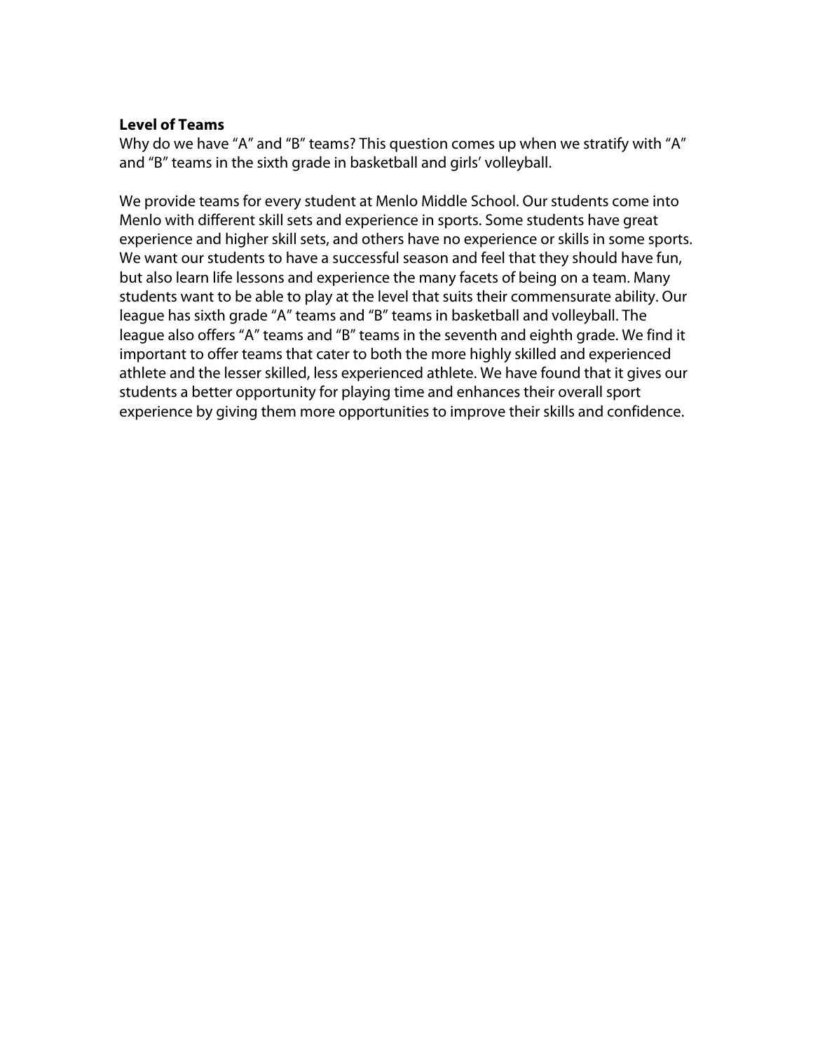**Level of Teams**

Why do we have “A” and “B” teams? This question comes up when we stratify with “A” and “B” teams in the sixth grade in basketball and girls’ volleyball.

We provide teams for every student at Menlo Middle School. Our students come into Menlo with different skill sets and experience in sports. Some students have great experience and higher skill sets, and others have no experience or skills in some sports. We want our students to have a successful season and feel that they should have fun, but also learn life lessons and experience the many facets of being on a team. Many students want to be able to play at the level that suits their commensurate ability. Our league has sixth grade “A” teams and “B” teams in basketball and volleyball. The league also offers “A” teams and “B” teams in the seventh and eighth grade. We find it important to offer teams that cater to both the more highly skilled and experienced athlete and the lesser skilled, less experienced athlete. We have found that it gives our students a better opportunity for playing time and enhances their overall sport experience by giving them more opportunities to improve their skills and confidence.